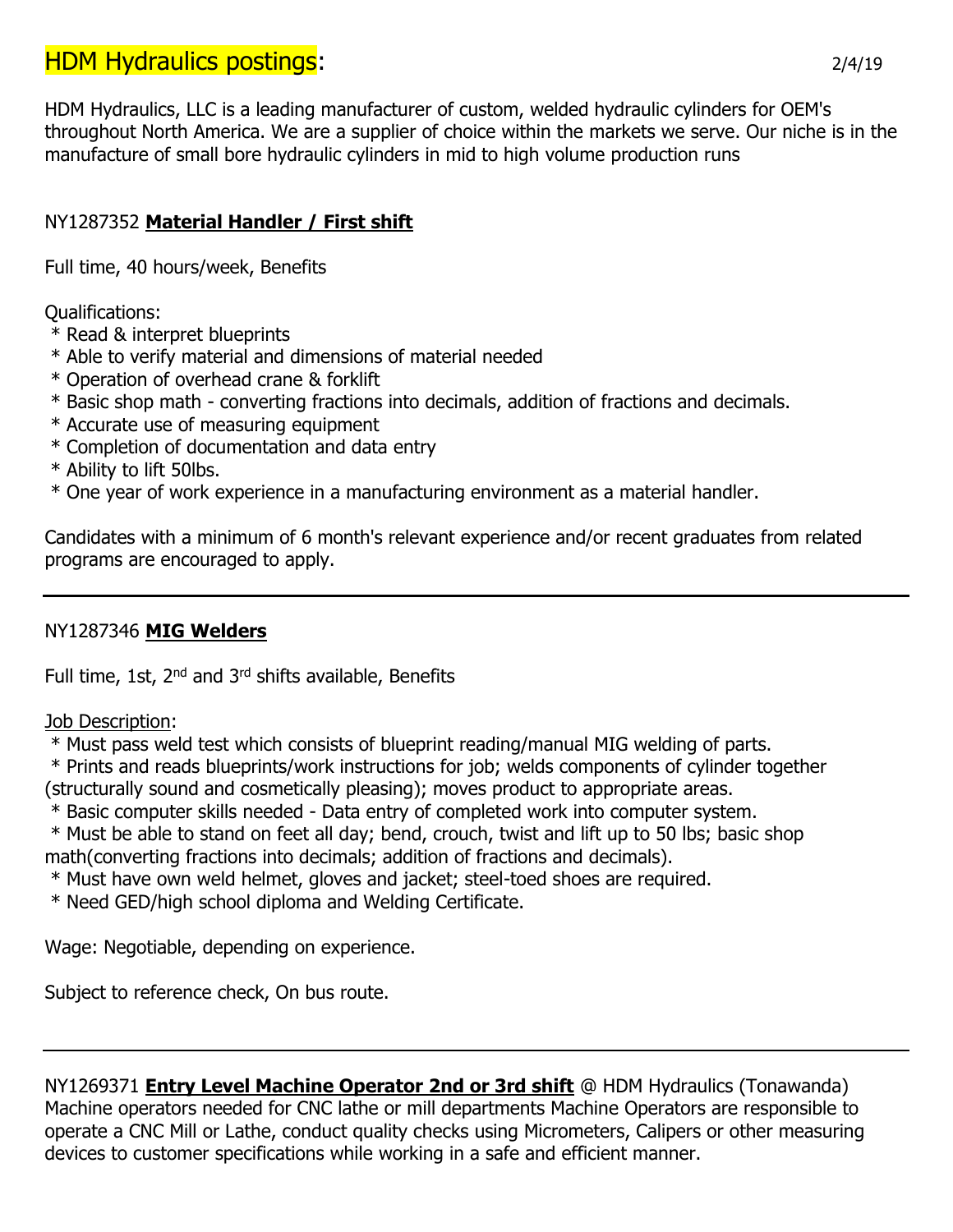# HDM Hydraulics postings:

2/4/19

HDM Hydraulics, LLC is a leading manufacturer of custom, welded hydraulic cylinders for OEM's throughout North America. We are a supplier of choice within the markets we serve. Our niche is in the manufacture of small bore hydraulic cylinders in mid to high volume production runs

NY1287352 **Material Handler / First shift**

Full time, 40 hours/week, Benefits

Qualifications:

- Read & interpret blueprints
- Able to verify material and dimensions of material needed
- Operation of overhead crane & forklift
- Basic shop math - converting fractions into decimals, addition of fractions and decimals.
- Accurate use of measuring equipment
- Completion of documentation and data entry
- Ability to lift 50lbs.
- One year of work experience in a manufacturing environment as a material handler.

Candidates with a minimum of 6 month's relevant experience and/or recent graduates from related programs are encouraged to apply.

---

NY1287346 **MIG Welders**

Full time, 1st, 2nd and 3rd shifts available, Benefits

Job Description:

- Must pass weld test which consists of blueprint reading/manual MIG welding of parts.
- Prints and reads blueprints/work instructions for job; welds components of cylinder together (structurally sound and cosmetically pleasing); moves product to appropriate areas.
- Basic computer skills needed - Data entry of completed work into computer system.
- Must be able to stand on feet all day; bend, crouch, twist and lift up to 50 lbs; basic shop math(converting fractions into decimals; addition of fractions and decimals).
- Must have own weld helmet, gloves and jacket; steel-toed shoes are required.
- Need GED/high school diploma and Welding Certificate.

Wage: Negotiable, depending on experience.

Subject to reference check, On bus route.

---

NY1269371 **Entry Level Machine Operator 2nd or 3rd shift** @ HDM Hydraulics (Tonawanda) Machine operators needed for CNC lathe or mill departments Machine Operators are responsible to operate a CNC Mill or Lathe, conduct quality checks using Micrometers, Calipers or other measuring devices to customer specifications while working in a safe and efficient manner.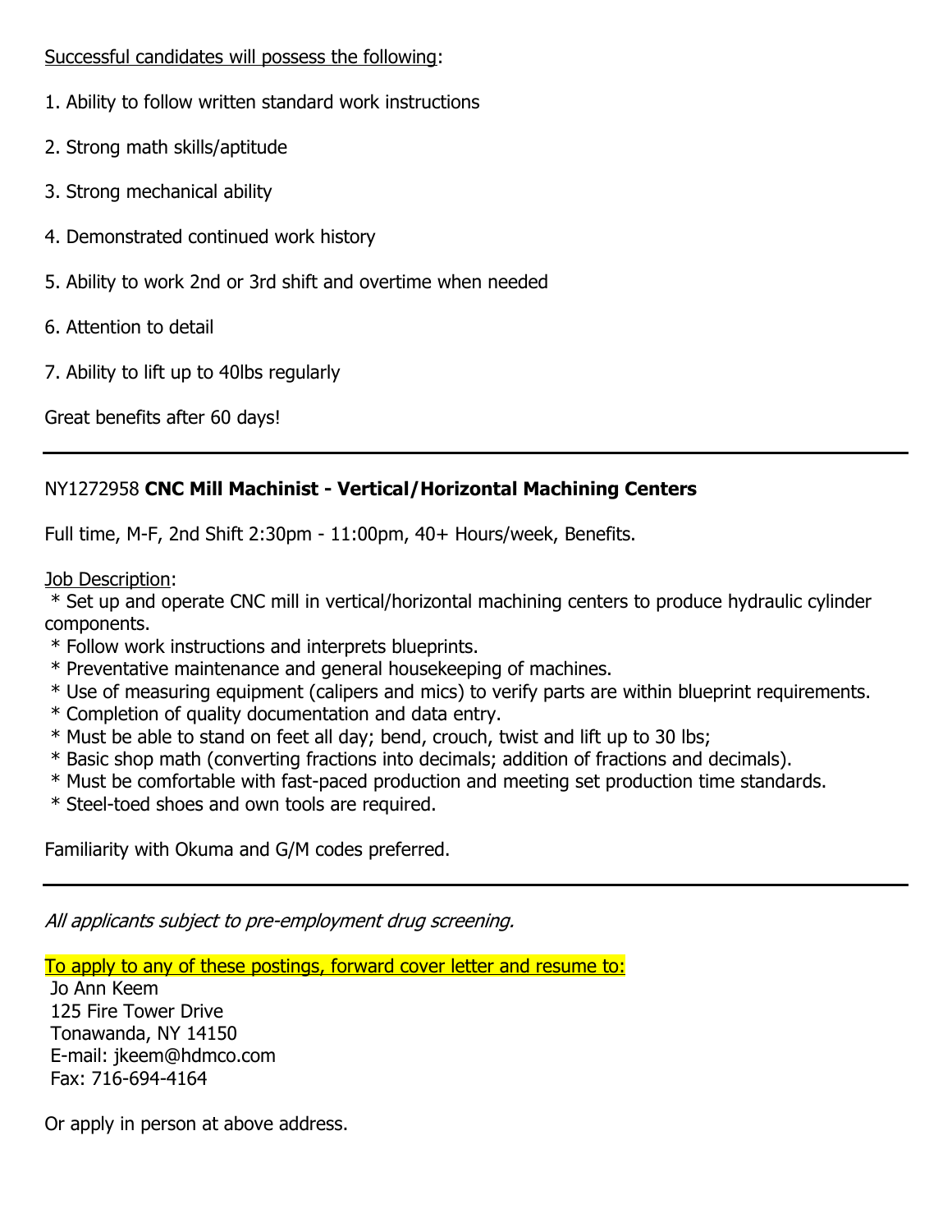Successful candidates will possess the following:

1. Ability to follow written standard work instructions
2. Strong math skills/aptitude
3. Strong mechanical ability
4. Demonstrated continued work history
5. Ability to work 2nd or 3rd shift and overtime when needed
6. Attention to detail
7. Ability to lift up to 40lbs regularly

Great benefits after 60 days!

---

NY1272958 **CNC Mill Machinist - Vertical/Horizontal Machining Centers**

Full time, M-F, 2nd Shift 2:30pm - 11:00pm, 40+ Hours/week, Benefits.

Job Description:

* Set up and operate CNC mill in vertical/horizontal machining centers to produce hydraulic cylinder components.
* Follow work instructions and interprets blueprints.
* Preventative maintenance and general housekeeping of machines.
* Use of measuring equipment (calipers and mics) to verify parts are within blueprint requirements.
* Completion of quality documentation and data entry.
* Must be able to stand on feet all day; bend, crouch, twist and lift up to 30 lbs;
* Basic shop math (converting fractions into decimals; addition of fractions and decimals).
* Must be comfortable with fast-paced production and meeting set production time standards.
* Steel-toed shoes and own tools are required.

Familiarity with Okuma and G/M codes preferred.

---

*All applicants subject to pre-employment drug screening.*

To apply to any of these postings, forward cover letter and resume to:

Jo Ann Keem
125 Fire Tower Drive
Tonawanda, NY 14150
E-mail: jkeem@hdmco.com
Fax: 716-694-4164

Or apply in person at above address.